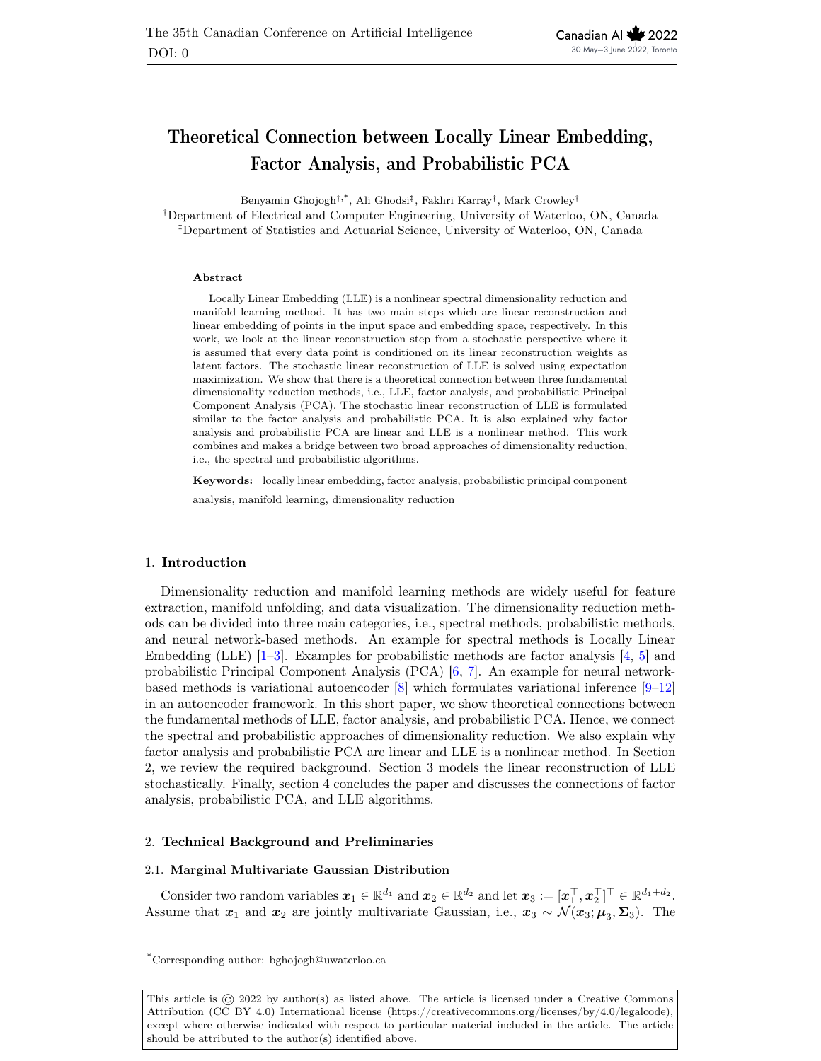# Theoretical Connection between Locally Linear Embedding, Factor Analysis, and Probabilistic PCA

Benyamin Ghojogh[†,*], Ali Ghodsi[‡], Fakhri Karray[†], Mark Crowley[†]

[†]Department of Electrical and Computer Engineering, University of Waterloo, ON, Canada

[‡]Department of Statistics and Actuarial Science, University of Waterloo, ON, Canada

### Abstract

Locally Linear Embedding (LLE) is a nonlinear spectral dimensionality reduction and manifold learning method. It has two main steps which are linear reconstruction and linear embedding of points in the input space and embedding space, respectively. In this work, we look at the linear reconstruction step from a stochastic perspective where it is assumed that every data point is conditioned on its linear reconstruction weights as latent factors. The stochastic linear reconstruction of LLE is solved using expectation maximization. We show that there is a theoretical connection between three fundamental dimensionality reduction methods, i.e., LLE, factor analysis, and probabilistic Principal Component Analysis (PCA). The stochastic linear reconstruction of LLE is formulated similar to the factor analysis and probabilistic PCA. It is also explained why factor analysis and probabilistic PCA are linear and LLE is a nonlinear method. This work combines and makes a bridge between two broad approaches of dimensionality reduction, i.e., the spectral and probabilistic algorithms.

**Keywords:** locally linear embedding, factor analysis, probabilistic principal component analysis, manifold learning, dimensionality reduction

## 1. Introduction

Dimensionality reduction and manifold learning methods are widely useful for feature extraction, manifold unfolding, and data visualization. The dimensionality reduction methods can be divided into three main categories, i.e., spectral methods, probabilistic methods, and neural network-based methods. An example for spectral methods is Locally Linear Embedding (LLE) [1–3]. Examples for probabilistic methods are factor analysis [4, 5] and probabilistic Principal Component Analysis (PCA) [6, 7]. An example for neural network-based methods is variational autoencoder [8] which formulates variational inference [9–12] in an autoencoder framework. In this short paper, we show theoretical connections between the fundamental methods of LLE, factor analysis, and probabilistic PCA. Hence, we connect the spectral and probabilistic approaches of dimensionality reduction. We also explain why factor analysis and probabilistic PCA are linear and LLE is a nonlinear method. In Section 2, we review the required background. Section 3 models the linear reconstruction of LLE stochastically. Finally, section 4 concludes the paper and discusses the connections of factor analysis, probabilistic PCA, and LLE algorithms.

## 2. Technical Background and Preliminaries

### 2.1. Marginal Multivariate Gaussian Distribution

Consider two random variables $\boldsymbol{x}_1 \in \mathbb{R}^{d_1}$ and $\boldsymbol{x}_2 \in \mathbb{R}^{d_2}$ and let $\boldsymbol{x}_3 := [\boldsymbol{x}_1^\top, \boldsymbol{x}_2^\top]^\top \in \mathbb{R}^{d_1+d_2}$. Assume that $\boldsymbol{x}_1$ and $\boldsymbol{x}_2$ are jointly multivariate Gaussian, i.e., $\boldsymbol{x}_3 \sim \mathcal{N}(\boldsymbol{x}_3; \boldsymbol{\mu}_3, \boldsymbol{\Sigma}_3)$. The

[*]Corresponding author: bghojogh@uwaterloo.ca

This article is © 2022 by author(s) as listed above. The article is licensed under a Creative Commons Attribution (CC BY 4.0) International license (https://creativecommons.org/licenses/by/4.0/legalcode), except where otherwise indicated with respect to particular material included in the article. The article should be attributed to the author(s) identified above.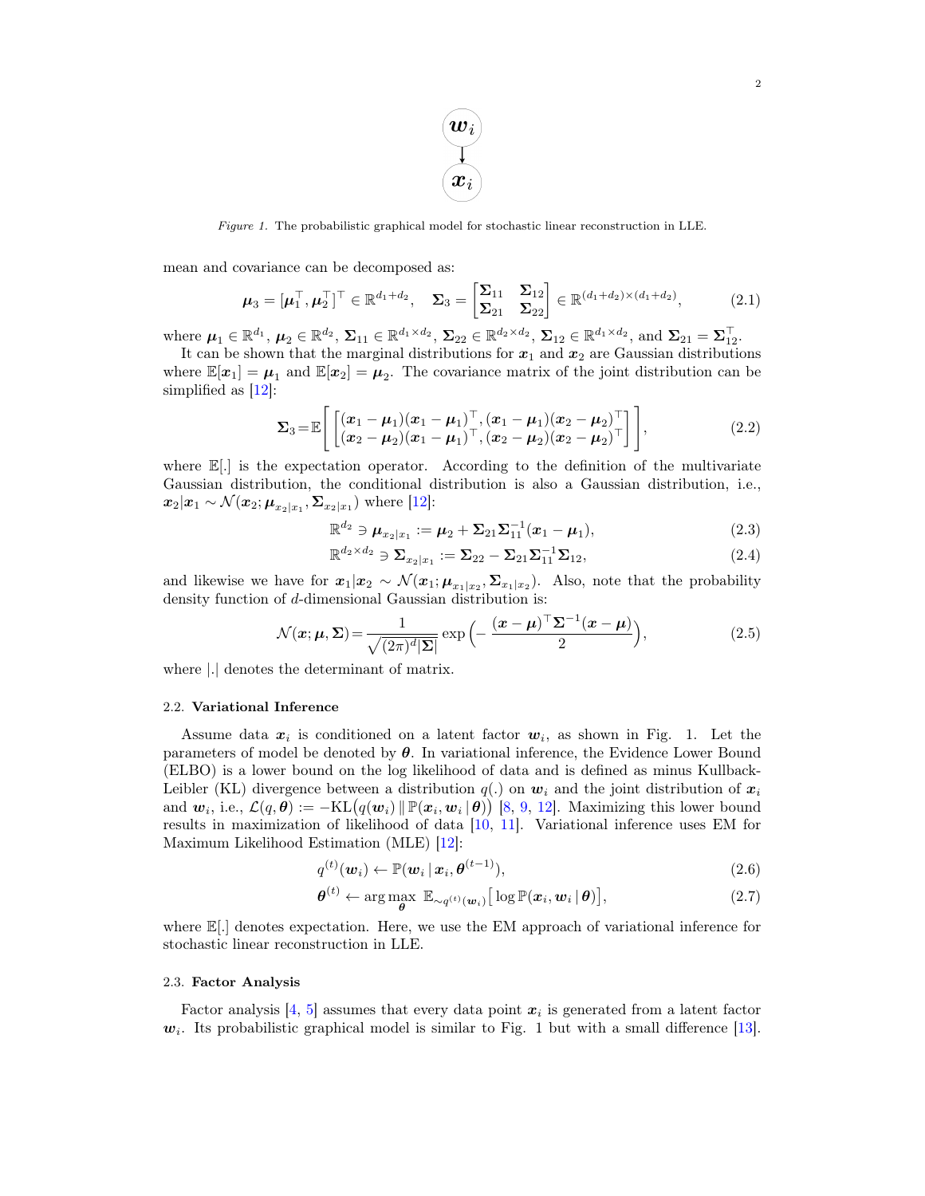Figure 1. The probabilistic graphical model for stochastic linear reconstruction in LLE.

mean and covariance can be decomposed as:

$$\boldsymbol{\mu}_3 = [\boldsymbol{\mu}_1^\top, \boldsymbol{\mu}_2^\top]^\top \in \mathbb{R}^{d_1+d_2}, \quad \boldsymbol{\Sigma}_3 = \begin{bmatrix} \boldsymbol{\Sigma}_{11} & \boldsymbol{\Sigma}_{12} \\ \boldsymbol{\Sigma}_{21} & \boldsymbol{\Sigma}_{22} \end{bmatrix} \in \mathbb{R}^{(d_1+d_2)\times(d_1+d_2)}, \tag{2.1}$$

where $\boldsymbol{\mu}_1 \in \mathbb{R}^{d_1}$, $\boldsymbol{\mu}_2 \in \mathbb{R}^{d_2}$, $\boldsymbol{\Sigma}_{11} \in \mathbb{R}^{d_1 \times d_2}$, $\boldsymbol{\Sigma}_{22} \in \mathbb{R}^{d_2 \times d_2}$, $\boldsymbol{\Sigma}_{12} \in \mathbb{R}^{d_1 \times d_2}$, and $\boldsymbol{\Sigma}_{21} = \boldsymbol{\Sigma}_{12}^\top$.

It can be shown that the marginal distributions for $\boldsymbol{x}_1$ and $\boldsymbol{x}_2$ are Gaussian distributions where $\mathbb{E}[\boldsymbol{x}_1] = \boldsymbol{\mu}_1$ and $\mathbb{E}[\boldsymbol{x}_2] = \boldsymbol{\mu}_2$. The covariance matrix of the joint distribution can be simplified as [12]:

$$\boldsymbol{\Sigma}_3 = \mathbb{E}\Bigg[\begin{bmatrix} (\boldsymbol{x}_1 - \boldsymbol{\mu}_1)(\boldsymbol{x}_1 - \boldsymbol{\mu}_1)^\top, (\boldsymbol{x}_1 - \boldsymbol{\mu}_1)(\boldsymbol{x}_2 - \boldsymbol{\mu}_2)^\top \\ (\boldsymbol{x}_2 - \boldsymbol{\mu}_2)(\boldsymbol{x}_1 - \boldsymbol{\mu}_1)^\top, (\boldsymbol{x}_2 - \boldsymbol{\mu}_2)(\boldsymbol{x}_2 - \boldsymbol{\mu}_2)^\top \end{bmatrix}\Bigg], \tag{2.2}$$

where $\mathbb{E}[.]$ is the expectation operator. According to the definition of the multivariate Gaussian distribution, the conditional distribution is also a Gaussian distribution, i.e., $\boldsymbol{x}_2|\boldsymbol{x}_1 \sim \mathcal{N}(\boldsymbol{x}_2; \boldsymbol{\mu}_{x_2|x_1}, \boldsymbol{\Sigma}_{x_2|x_1})$ where [12]:

$$\mathbb{R}^{d_2} \ni \boldsymbol{\mu}_{x_2|x_1} := \boldsymbol{\mu}_2 + \boldsymbol{\Sigma}_{21}\boldsymbol{\Sigma}_{11}^{-1}(\boldsymbol{x}_1 - \boldsymbol{\mu}_1), \tag{2.3}$$

$$\mathbb{R}^{d_2 \times d_2} \ni \boldsymbol{\Sigma}_{x_2|x_1} := \boldsymbol{\Sigma}_{22} - \boldsymbol{\Sigma}_{21}\boldsymbol{\Sigma}_{11}^{-1}\boldsymbol{\Sigma}_{12}, \tag{2.4}$$

and likewise we have for $\boldsymbol{x}_1|\boldsymbol{x}_2 \sim \mathcal{N}(\boldsymbol{x}_1; \boldsymbol{\mu}_{x_1|x_2}, \boldsymbol{\Sigma}_{x_1|x_2})$. Also, note that the probability density function of $d$-dimensional Gaussian distribution is:

$$\mathcal{N}(\boldsymbol{x}; \boldsymbol{\mu}, \boldsymbol{\Sigma}) = \frac{1}{\sqrt{(2\pi)^d |\boldsymbol{\Sigma}|}} \exp\Big(-\frac{(\boldsymbol{x} - \boldsymbol{\mu})^\top \boldsymbol{\Sigma}^{-1} (\boldsymbol{x} - \boldsymbol{\mu})}{2}\Big), \tag{2.5}$$

where $|.|$ denotes the determinant of matrix.

### 2.2. Variational Inference

Assume data $\boldsymbol{x}_i$ is conditioned on a latent factor $\boldsymbol{w}_i$, as shown in Fig. 1. Let the parameters of model be denoted by $\boldsymbol{\theta}$. In variational inference, the Evidence Lower Bound (ELBO) is a lower bound on the log likelihood of data and is defined as minus Kullback-Leibler (KL) divergence between a distribution $q(.)$ on $\boldsymbol{w}_i$ and the joint distribution of $\boldsymbol{x}_i$ and $\boldsymbol{w}_i$, i.e., $\mathcal{L}(q, \boldsymbol{\theta}) := -\text{KL}\big(q(\boldsymbol{w}_i) \,\|\, \mathbb{P}(\boldsymbol{x}_i, \boldsymbol{w}_i \,|\, \boldsymbol{\theta})\big)$ [8, 9, 12]. Maximizing this lower bound results in maximization of likelihood of data [10, 11]. Variational inference uses EM for Maximum Likelihood Estimation (MLE) [12]:

$$q^{(t)}(\boldsymbol{w}_i) \leftarrow \mathbb{P}(\boldsymbol{w}_i \,|\, \boldsymbol{x}_i, \boldsymbol{\theta}^{(t-1)}), \tag{2.6}$$

$$\boldsymbol{\theta}^{(t)} \leftarrow \arg\max_{\boldsymbol{\theta}} \; \mathbb{E}_{\sim q^{(t)}(\boldsymbol{w}_i)}\big[\log \mathbb{P}(\boldsymbol{x}_i, \boldsymbol{w}_i \,|\, \boldsymbol{\theta})\big], \tag{2.7}$$

where $\mathbb{E}[.]$ denotes expectation. Here, we use the EM approach of variational inference for stochastic linear reconstruction in LLE.

### 2.3. Factor Analysis

Factor analysis [4, 5] assumes that every data point $\boldsymbol{x}_i$ is generated from a latent factor $\boldsymbol{w}_i$. Its probabilistic graphical model is similar to Fig. 1 but with a small difference [13].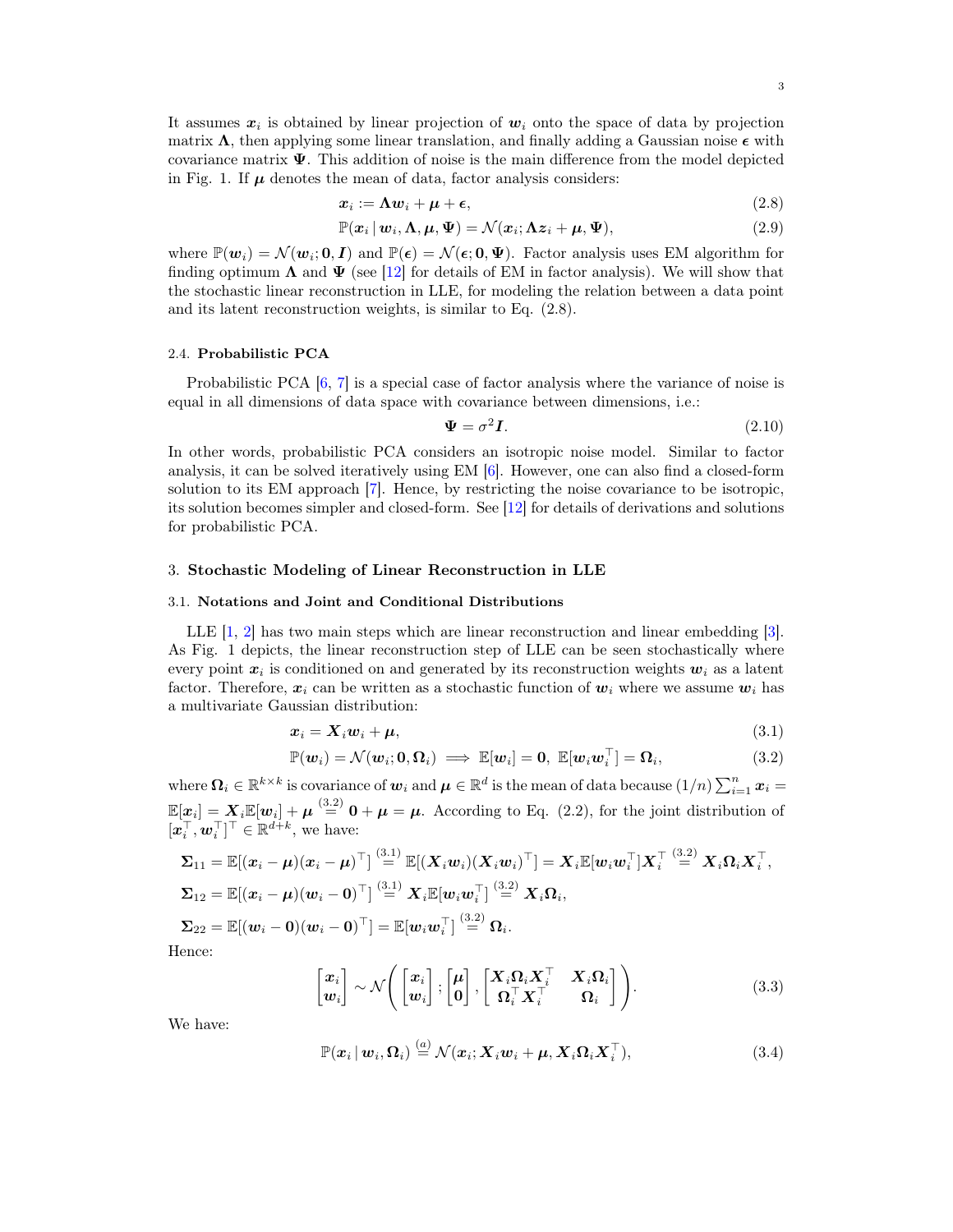It assumes $\boldsymbol{x}_i$ is obtained by linear projection of $\boldsymbol{w}_i$ onto the space of data by projection matrix $\boldsymbol{\Lambda}$, then applying some linear translation, and finally adding a Gaussian noise $\boldsymbol{\epsilon}$ with covariance matrix $\boldsymbol{\Psi}$. This addition of noise is the main difference from the model depicted in Fig. 1. If $\boldsymbol{\mu}$ denotes the mean of data, factor analysis considers:

$$\boldsymbol{x}_i := \boldsymbol{\Lambda}\boldsymbol{w}_i + \boldsymbol{\mu} + \boldsymbol{\epsilon}, \tag{2.8}$$

$$\mathbb{P}(\boldsymbol{x}_i \,|\, \boldsymbol{w}_i, \boldsymbol{\Lambda}, \boldsymbol{\mu}, \boldsymbol{\Psi}) = \mathcal{N}(\boldsymbol{x}_i; \boldsymbol{\Lambda}\boldsymbol{z}_i + \boldsymbol{\mu}, \boldsymbol{\Psi}), \tag{2.9}$$

where $\mathbb{P}(\boldsymbol{w}_i) = \mathcal{N}(\boldsymbol{w}_i; \boldsymbol{0}, \boldsymbol{I})$ and $\mathbb{P}(\boldsymbol{\epsilon}) = \mathcal{N}(\boldsymbol{\epsilon}; \boldsymbol{0}, \boldsymbol{\Psi})$. Factor analysis uses EM algorithm for finding optimum $\boldsymbol{\Lambda}$ and $\boldsymbol{\Psi}$ (see [12] for details of EM in factor analysis). We will show that the stochastic linear reconstruction in LLE, for modeling the relation between a data point and its latent reconstruction weights, is similar to Eq. (2.8).

### 2.4. Probabilistic PCA

Probabilistic PCA [6, 7] is a special case of factor analysis where the variance of noise is equal in all dimensions of data space with covariance between dimensions, i.e.:

$$\boldsymbol{\Psi} = \sigma^2 \boldsymbol{I}. \tag{2.10}$$

In other words, probabilistic PCA considers an isotropic noise model. Similar to factor analysis, it can be solved iteratively using EM [6]. However, one can also find a closed-form solution to its EM approach [7]. Hence, by restricting the noise covariance to be isotropic, its solution becomes simpler and closed-form. See [12] for details of derivations and solutions for probabilistic PCA.

## 3. Stochastic Modeling of Linear Reconstruction in LLE

### 3.1. Notations and Joint and Conditional Distributions

LLE [1, 2] has two main steps which are linear reconstruction and linear embedding [3]. As Fig. 1 depicts, the linear reconstruction step of LLE can be seen stochastically where every point $\boldsymbol{x}_i$ is conditioned on and generated by its reconstruction weights $\boldsymbol{w}_i$ as a latent factor. Therefore, $\boldsymbol{x}_i$ can be written as a stochastic function of $\boldsymbol{w}_i$ where we assume $\boldsymbol{w}_i$ has a multivariate Gaussian distribution:

$$\boldsymbol{x}_i = \boldsymbol{X}_i \boldsymbol{w}_i + \boldsymbol{\mu}, \tag{3.1}$$

$$\mathbb{P}(\boldsymbol{w}_i) = \mathcal{N}(\boldsymbol{w}_i; \boldsymbol{0}, \boldsymbol{\Omega}_i) \implies \mathbb{E}[\boldsymbol{w}_i] = \boldsymbol{0},\ \mathbb{E}[\boldsymbol{w}_i \boldsymbol{w}_i^\top] = \boldsymbol{\Omega}_i, \tag{3.2}$$

where $\boldsymbol{\Omega}_i \in \mathbb{R}^{k \times k}$ is covariance of $\boldsymbol{w}_i$ and $\boldsymbol{\mu} \in \mathbb{R}^d$ is the mean of data because $(1/n)\sum_{i=1}^n \boldsymbol{x}_i = \mathbb{E}[\boldsymbol{x}_i] = \boldsymbol{X}_i \mathbb{E}[\boldsymbol{w}_i] + \boldsymbol{\mu} \overset{(3.2)}{=} \boldsymbol{0} + \boldsymbol{\mu} = \boldsymbol{\mu}$. According to Eq. (2.2), for the joint distribution of $[\boldsymbol{x}_i^\top, \boldsymbol{w}_i^\top]^\top \in \mathbb{R}^{d+k}$, we have:

$$\boldsymbol{\Sigma}_{11} = \mathbb{E}[(\boldsymbol{x}_i - \boldsymbol{\mu})(\boldsymbol{x}_i - \boldsymbol{\mu})^\top] \overset{(3.1)}{=} \mathbb{E}[(\boldsymbol{X}_i \boldsymbol{w}_i)(\boldsymbol{X}_i \boldsymbol{w}_i)^\top] = \boldsymbol{X}_i \mathbb{E}[\boldsymbol{w}_i \boldsymbol{w}_i^\top] \boldsymbol{X}_i^\top \overset{(3.2)}{=} \boldsymbol{X}_i \boldsymbol{\Omega}_i \boldsymbol{X}_i^\top,$$

$$\boldsymbol{\Sigma}_{12} = \mathbb{E}[(\boldsymbol{x}_i - \boldsymbol{\mu})(\boldsymbol{w}_i - \boldsymbol{0})^\top] \overset{(3.1)}{=} \boldsymbol{X}_i \mathbb{E}[\boldsymbol{w}_i \boldsymbol{w}_i^\top] \overset{(3.2)}{=} \boldsymbol{X}_i \boldsymbol{\Omega}_i,$$

$$\boldsymbol{\Sigma}_{22} = \mathbb{E}[(\boldsymbol{w}_i - \boldsymbol{0})(\boldsymbol{w}_i - \boldsymbol{0})^\top] = \mathbb{E}[\boldsymbol{w}_i \boldsymbol{w}_i^\top] \overset{(3.2)}{=} \boldsymbol{\Omega}_i.$$

Hence:

$$\begin{bmatrix} \boldsymbol{x}_i \\ \boldsymbol{w}_i \end{bmatrix} \sim \mathcal{N}\left( \begin{bmatrix} \boldsymbol{x}_i \\ \boldsymbol{w}_i \end{bmatrix}; \begin{bmatrix} \boldsymbol{\mu} \\ \boldsymbol{0} \end{bmatrix}, \begin{bmatrix} \boldsymbol{X}_i \boldsymbol{\Omega}_i \boldsymbol{X}_i^\top & \boldsymbol{X}_i \boldsymbol{\Omega}_i \\ \boldsymbol{\Omega}_i^\top \boldsymbol{X}_i^\top & \boldsymbol{\Omega}_i \end{bmatrix} \right). \tag{3.3}$$

We have:

$$\mathbb{P}(\boldsymbol{x}_i \,|\, \boldsymbol{w}_i, \boldsymbol{\Omega}_i) \overset{(a)}{=} \mathcal{N}(\boldsymbol{x}_i; \boldsymbol{X}_i \boldsymbol{w}_i + \boldsymbol{\mu}, \boldsymbol{X}_i \boldsymbol{\Omega}_i \boldsymbol{X}_i^\top), \tag{3.4}$$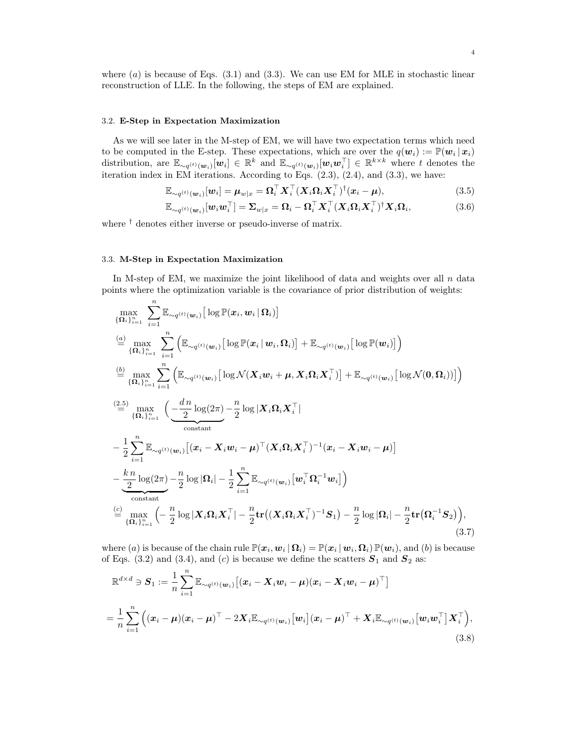where $(a)$ is because of Eqs. (3.1) and (3.3). We can use EM for MLE in stochastic linear reconstruction of LLE. In the following, the steps of EM are explained.

### 3.2. E-Step in Expectation Maximization

As we will see later in the M-step of EM, we will have two expectation terms which need to be computed in the E-step. These expectations, which are over the $q(\boldsymbol{w}_i) := \mathbb{P}(\boldsymbol{w}_i \,|\, \boldsymbol{x}_i)$ distribution, are $\mathbb{E}_{\sim q^{(t)}(\boldsymbol{w}_i)}[\boldsymbol{w}_i] \in \mathbb{R}^k$ and $\mathbb{E}_{\sim q^{(t)}(\boldsymbol{w}_i)}[\boldsymbol{w}_i\boldsymbol{w}_i^\top] \in \mathbb{R}^{k\times k}$ where $t$ denotes the iteration index in EM iterations. According to Eqs. (2.3), (2.4), and (3.3), we have:

$$\mathbb{E}_{\sim q^{(t)}(\boldsymbol{w}_i)}[\boldsymbol{w}_i] = \boldsymbol{\mu}_{w|x} = \boldsymbol{\Omega}_i^\top \boldsymbol{X}_i^\top (\boldsymbol{X}_i \boldsymbol{\Omega}_i \boldsymbol{X}_i^\top)^\dagger (\boldsymbol{x}_i - \boldsymbol{\mu}), \tag{3.5}$$

$$\mathbb{E}_{\sim q^{(t)}(\boldsymbol{w}_i)}[\boldsymbol{w}_i\boldsymbol{w}_i^\top] = \boldsymbol{\Sigma}_{w|x} = \boldsymbol{\Omega}_i - \boldsymbol{\Omega}_i^\top \boldsymbol{X}_i^\top (\boldsymbol{X}_i \boldsymbol{\Omega}_i \boldsymbol{X}_i^\top)^\dagger \boldsymbol{X}_i \boldsymbol{\Omega}_i, \tag{3.6}$$

where $^\dagger$ denotes either inverse or pseudo-inverse of matrix.

### 3.3. M-Step in Expectation Maximization

In M-step of EM, we maximize the joint likelihood of data and weights over all $n$ data points where the optimization variable is the covariance of prior distribution of weights:

$$\begin{aligned}
&\max_{\{\boldsymbol{\Omega}_i\}_{i=1}^n} \sum_{i=1}^n \mathbb{E}_{\sim q^{(t)}(\boldsymbol{w}_i)}\big[\log \mathbb{P}(\boldsymbol{x}_i, \boldsymbol{w}_i \,|\, \boldsymbol{\Omega}_i)\big] \\
&\overset{(a)}{=} \max_{\{\boldsymbol{\Omega}_i\}_{i=1}^n} \sum_{i=1}^n \Big(\mathbb{E}_{\sim q^{(t)}(\boldsymbol{w}_i)}\big[\log \mathbb{P}(\boldsymbol{x}_i \,|\, \boldsymbol{w}_i, \boldsymbol{\Omega}_i)\big] + \mathbb{E}_{\sim q^{(t)}(\boldsymbol{w}_i)}\big[\log \mathbb{P}(\boldsymbol{w}_i)\big]\Big) \\
&\overset{(b)}{=} \max_{\{\boldsymbol{\Omega}_i\}_{i=1}^n} \sum_{i=1}^n \Big(\mathbb{E}_{\sim q^{(t)}(\boldsymbol{w}_i)}\big[\log \mathcal{N}(\boldsymbol{X}_i\boldsymbol{w}_i + \boldsymbol{\mu}, \boldsymbol{X}_i\boldsymbol{\Omega}_i\boldsymbol{X}_i^\top)\big] + \mathbb{E}_{\sim q^{(t)}(\boldsymbol{w}_i)}\big[\log \mathcal{N}(\boldsymbol{0}, \boldsymbol{\Omega}_i))\big]\Big) \\
&\overset{(2.5)}{=} \max_{\{\boldsymbol{\Omega}_i\}_{i=1}^n} \Big(\underbrace{-\frac{d\,n}{2}\log(2\pi)}_{\text{constant}} - \frac{n}{2}\log|\boldsymbol{X}_i\boldsymbol{\Omega}_i\boldsymbol{X}_i^\top| \\
&- \frac{1}{2}\sum_{i=1}^n \mathbb{E}_{\sim q^{(t)}(\boldsymbol{w}_i)}\big[(\boldsymbol{x}_i - \boldsymbol{X}_i\boldsymbol{w}_i - \boldsymbol{\mu})^\top (\boldsymbol{X}_i\boldsymbol{\Omega}_i\boldsymbol{X}_i^\top)^{-1}(\boldsymbol{x}_i - \boldsymbol{X}_i\boldsymbol{w}_i - \boldsymbol{\mu})\big] \\
&\underbrace{-\frac{k\,n}{2}\log(2\pi)}_{\text{constant}} - \frac{n}{2}\log|\boldsymbol{\Omega}_i| - \frac{1}{2}\sum_{i=1}^n \mathbb{E}_{\sim q^{(t)}(\boldsymbol{w}_i)}\big[\boldsymbol{w}_i^\top \boldsymbol{\Omega}_i^{-1}\boldsymbol{w}_i\big]\Big) \\
&\overset{(c)}{=} \max_{\{\boldsymbol{\Omega}_i\}_{i=1}^n} \Big(-\frac{n}{2}\log|\boldsymbol{X}_i\boldsymbol{\Omega}_i\boldsymbol{X}_i^\top| - \frac{n}{2}\textbf{tr}\big((\boldsymbol{X}_i\boldsymbol{\Omega}_i\boldsymbol{X}_i^\top)^{-1}\boldsymbol{S}_1\big) - \frac{n}{2}\log|\boldsymbol{\Omega}_i| - \frac{n}{2}\textbf{tr}\big(\boldsymbol{\Omega}_i^{-1}\boldsymbol{S}_2\big)\Big),
\end{aligned} \tag{3.7}$$

where $(a)$ is because of the chain rule $\mathbb{P}(\boldsymbol{x}_i, \boldsymbol{w}_i \,|\, \boldsymbol{\Omega}_i) = \mathbb{P}(\boldsymbol{x}_i \,|\, \boldsymbol{w}_i, \boldsymbol{\Omega}_i)\,\mathbb{P}(\boldsymbol{w}_i)$, and $(b)$ is because of Eqs. (3.2) and (3.4), and $(c)$ is because we define the scatters $\boldsymbol{S}_1$ and $\boldsymbol{S}_2$ as:

$$\begin{aligned}
&\mathbb{R}^{d\times d} \ni \boldsymbol{S}_1 := \frac{1}{n}\sum_{i=1}^n \mathbb{E}_{\sim q^{(t)}(\boldsymbol{w}_i)}\big[(\boldsymbol{x}_i - \boldsymbol{X}_i\boldsymbol{w}_i - \boldsymbol{\mu})(\boldsymbol{x}_i - \boldsymbol{X}_i\boldsymbol{w}_i - \boldsymbol{\mu})^\top\big] \\
&= \frac{1}{n}\sum_{i=1}^n \Big((\boldsymbol{x}_i - \boldsymbol{\mu})(\boldsymbol{x}_i - \boldsymbol{\mu})^\top - 2\boldsymbol{X}_i\mathbb{E}_{\sim q^{(t)}(\boldsymbol{w}_i)}\big[\boldsymbol{w}_i\big](\boldsymbol{x}_i - \boldsymbol{\mu})^\top + \boldsymbol{X}_i\mathbb{E}_{\sim q^{(t)}(\boldsymbol{w}_i)}\big[\boldsymbol{w}_i\boldsymbol{w}_i^\top\big]\boldsymbol{X}_i^\top\Big),
\end{aligned} \tag{3.8}$$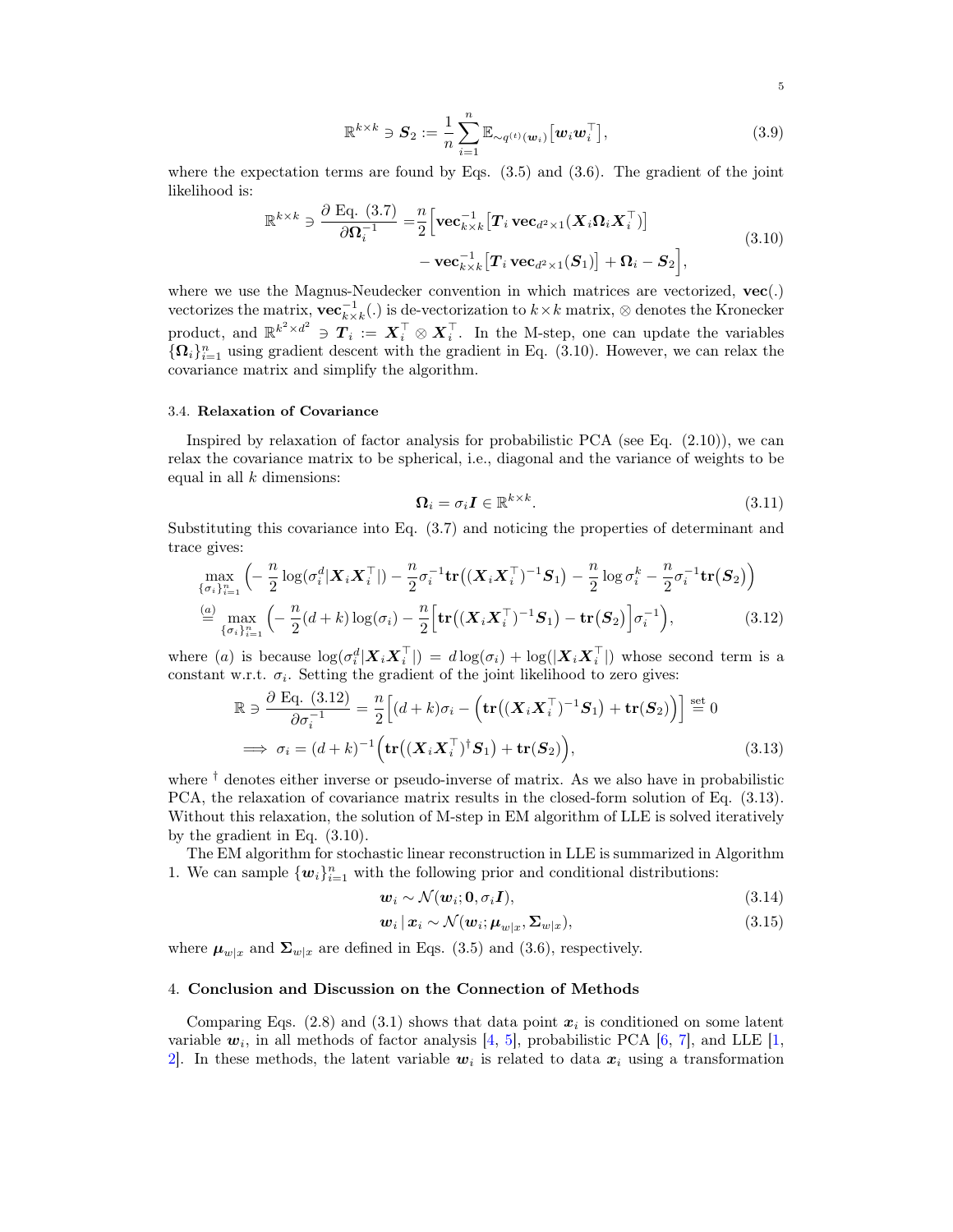$$\mathbb{R}^{k\times k} \ni \boldsymbol{S}_2 := \frac{1}{n}\sum_{i=1}^{n} \mathbb{E}_{\sim q^{(t)}(\boldsymbol{w}_i)}\big[\boldsymbol{w}_i \boldsymbol{w}_i^\top\big], \tag{3.9}$$

where the expectation terms are found by Eqs. (3.5) and (3.6). The gradient of the joint likelihood is:

$$\begin{aligned}
\mathbb{R}^{k\times k} \ni \frac{\partial \text{ Eq. (3.7)}}{\partial \boldsymbol{\Omega}_i^{-1}} = &\frac{n}{2}\Big[\mathbf{vec}^{-1}_{k\times k}\big[\boldsymbol{T}_i\, \mathbf{vec}_{d^2\times 1}(\boldsymbol{X}_i \boldsymbol{\Omega}_i \boldsymbol{X}_i^\top)\big] \\
&- \mathbf{vec}^{-1}_{k\times k}\big[\boldsymbol{T}_i\, \mathbf{vec}_{d^2\times 1}(\boldsymbol{S}_1)\big] + \boldsymbol{\Omega}_i - \boldsymbol{S}_2\Big],
\end{aligned} \tag{3.10}$$

where we use the Magnus-Neudecker convention in which matrices are vectorized, $\mathbf{vec}(.)$ vectorizes the matrix, $\mathbf{vec}^{-1}_{k\times k}(.)$ is de-vectorization to $k \times k$ matrix, $\otimes$ denotes the Kronecker product, and $\mathbb{R}^{k^2\times d^2} \ni \boldsymbol{T}_i := \boldsymbol{X}_i^\top \otimes \boldsymbol{X}_i^\top$. In the M-step, one can update the variables $\{\boldsymbol{\Omega}_i\}_{i=1}^n$ using gradient descent with the gradient in Eq. (3.10). However, we can relax the covariance matrix and simplify the algorithm.

### 3.4. Relaxation of Covariance

Inspired by relaxation of factor analysis for probabilistic PCA (see Eq. (2.10)), we can relax the covariance matrix to be spherical, i.e., diagonal and the variance of weights to be equal in all $k$ dimensions:

$$\boldsymbol{\Omega}_i = \sigma_i \boldsymbol{I} \in \mathbb{R}^{k\times k}. \tag{3.11}$$

Substituting this covariance into Eq. (3.7) and noticing the properties of determinant and trace gives:

$$\begin{aligned}
&\max_{\{\sigma_i\}_{i=1}^n} \Big(-\frac{n}{2}\log(\sigma_i^d |\boldsymbol{X}_i\boldsymbol{X}_i^\top|) - \frac{n}{2}\sigma_i^{-1}\mathbf{tr}\big((\boldsymbol{X}_i\boldsymbol{X}_i^\top)^{-1}\boldsymbol{S}_1\big) - \frac{n}{2}\log \sigma_i^k - \frac{n}{2}\sigma_i^{-1}\mathbf{tr}\big(\boldsymbol{S}_2\big)\Big) \\
&\overset{(a)}{=} \max_{\{\sigma_i\}_{i=1}^n} \Big(-\frac{n}{2}(d+k)\log(\sigma_i) - \frac{n}{2}\Big[\mathbf{tr}\big((\boldsymbol{X}_i\boldsymbol{X}_i^\top)^{-1}\boldsymbol{S}_1\big) - \mathbf{tr}\big(\boldsymbol{S}_2\big)\Big]\sigma_i^{-1}\Big),
\end{aligned} \tag{3.12}$$

where $(a)$ is because $\log(\sigma_i^d|\boldsymbol{X}_i\boldsymbol{X}_i^\top|) = d\log(\sigma_i) + \log(|\boldsymbol{X}_i\boldsymbol{X}_i^\top|)$ whose second term is a constant w.r.t. $\sigma_i$. Setting the gradient of the joint likelihood to zero gives:

$$\begin{aligned}
&\mathbb{R} \ni \frac{\partial \text{ Eq. (3.12)}}{\partial \sigma_i^{-1}} = \frac{n}{2}\Big[(d+k)\sigma_i - \Big(\mathbf{tr}\big((\boldsymbol{X}_i\boldsymbol{X}_i^\top)^{-1}\boldsymbol{S}_1\big) + \mathbf{tr}(\boldsymbol{S}_2)\Big)\Big] \overset{\text{set}}{=} 0 \\
&\implies \sigma_i = (d+k)^{-1}\Big(\mathbf{tr}\big((\boldsymbol{X}_i\boldsymbol{X}_i^\top)^{\dagger}\boldsymbol{S}_1\big) + \mathbf{tr}(\boldsymbol{S}_2)\Big),
\end{aligned} \tag{3.13}$$

where $^\dagger$ denotes either inverse or pseudo-inverse of matrix. As we also have in probabilistic PCA, the relaxation of covariance matrix results in the closed-form solution of Eq. (3.13). Without this relaxation, the solution of M-step in EM algorithm of LLE is solved iteratively by the gradient in Eq. (3.10).

The EM algorithm for stochastic linear reconstruction in LLE is summarized in Algorithm 1. We can sample $\{\boldsymbol{w}_i\}_{i=1}^n$ with the following prior and conditional distributions:

$$\boldsymbol{w}_i \sim \mathcal{N}(\boldsymbol{w}_i; \boldsymbol{0}, \sigma_i \boldsymbol{I}), \tag{3.14}$$

$$\boldsymbol{w}_i \,|\, \boldsymbol{x}_i \sim \mathcal{N}(\boldsymbol{w}_i; \boldsymbol{\mu}_{w|x}, \boldsymbol{\Sigma}_{w|x}), \tag{3.15}$$

where $\boldsymbol{\mu}_{w|x}$ and $\boldsymbol{\Sigma}_{w|x}$ are defined in Eqs. (3.5) and (3.6), respectively.

## 4. Conclusion and Discussion on the Connection of Methods

Comparing Eqs. (2.8) and (3.1) shows that data point $\boldsymbol{x}_i$ is conditioned on some latent variable $\boldsymbol{w}_i$, in all methods of factor analysis [4, 5], probabilistic PCA [6, 7], and LLE [1, 2]. In these methods, the latent variable $\boldsymbol{w}_i$ is related to data $\boldsymbol{x}_i$ using a transformation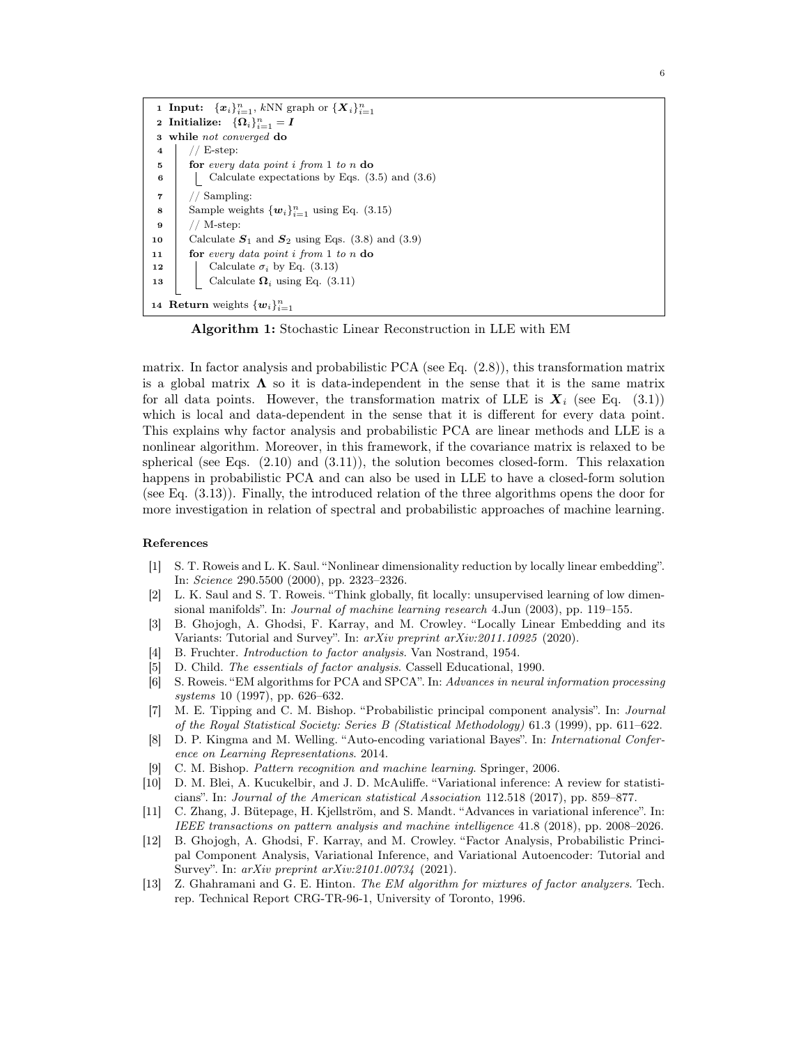```
1  Input: {x_i}_{i=1}^n, kNN graph or {X_i}_{i=1}^n
2  Initialize: {Ω_i}_{i=1}^n = I
3  while not converged do
4      // E-step:
5      for every data point i from 1 to n do
6          Calculate expectations by Eqs. (3.5) and (3.6)
7      // Sampling:
8      Sample weights {w_i}_{i=1}^n using Eq. (3.15)
9      // M-step:
10     Calculate S_1 and S_2 using Eqs. (3.8) and (3.9)
11     for every data point i from 1 to n do
12         Calculate σ_i by Eq. (3.13)
13         Calculate Ω_i using Eq. (3.11)
14 Return weights {w_i}_{i=1}^n
```

**Algorithm 1:** Stochastic Linear Reconstruction in LLE with EM

matrix. In factor analysis and probabilistic PCA (see Eq. (2.8)), this transformation matrix is a global matrix $\boldsymbol{\Lambda}$ so it is data-independent in the sense that it is the same matrix for all data points. However, the transformation matrix of LLE is $\boldsymbol{X}_i$ (see Eq. (3.1)) which is local and data-dependent in the sense that it is different for every data point. This explains why factor analysis and probabilistic PCA are linear methods and LLE is a nonlinear algorithm. Moreover, in this framework, if the covariance matrix is relaxed to be spherical (see Eqs. (2.10) and (3.11)), the solution becomes closed-form. This relaxation happens in probabilistic PCA and can also be used in LLE to have a closed-form solution (see Eq. (3.13)). Finally, the introduced relation of the three algorithms opens the door for more investigation in relation of spectral and probabilistic approaches of machine learning.

### References

[1] S. T. Roweis and L. K. Saul. "Nonlinear dimensionality reduction by locally linear embedding". In: *Science* 290.5500 (2000), pp. 2323–2326.

[2] L. K. Saul and S. T. Roweis. "Think globally, fit locally: unsupervised learning of low dimensional manifolds". In: *Journal of machine learning research* 4.Jun (2003), pp. 119–155.

[3] B. Ghojogh, A. Ghodsi, F. Karray, and M. Crowley. "Locally Linear Embedding and its Variants: Tutorial and Survey". In: *arXiv preprint arXiv:2011.10925* (2020).

[4] B. Fruchter. *Introduction to factor analysis*. Van Nostrand, 1954.

[5] D. Child. *The essentials of factor analysis*. Cassell Educational, 1990.

[6] S. Roweis. "EM algorithms for PCA and SPCA". In: *Advances in neural information processing systems* 10 (1997), pp. 626–632.

[7] M. E. Tipping and C. M. Bishop. "Probabilistic principal component analysis". In: *Journal of the Royal Statistical Society: Series B (Statistical Methodology)* 61.3 (1999), pp. 611–622.

[8] D. P. Kingma and M. Welling. "Auto-encoding variational Bayes". In: *International Conference on Learning Representations*. 2014.

[9] C. M. Bishop. *Pattern recognition and machine learning*. Springer, 2006.

[10] D. M. Blei, A. Kucukelbir, and J. D. McAuliffe. "Variational inference: A review for statisticians". In: *Journal of the American statistical Association* 112.518 (2017), pp. 859–877.

[11] C. Zhang, J. Bütepage, H. Kjellström, and S. Mandt. "Advances in variational inference". In: *IEEE transactions on pattern analysis and machine intelligence* 41.8 (2018), pp. 2008–2026.

[12] B. Ghojogh, A. Ghodsi, F. Karray, and M. Crowley. "Factor Analysis, Probabilistic Principal Component Analysis, Variational Inference, and Variational Autoencoder: Tutorial and Survey". In: *arXiv preprint arXiv:2101.00734* (2021).

[13] Z. Ghahramani and G. E. Hinton. *The EM algorithm for mixtures of factor analyzers*. Tech. rep. Technical Report CRG-TR-96-1, University of Toronto, 1996.